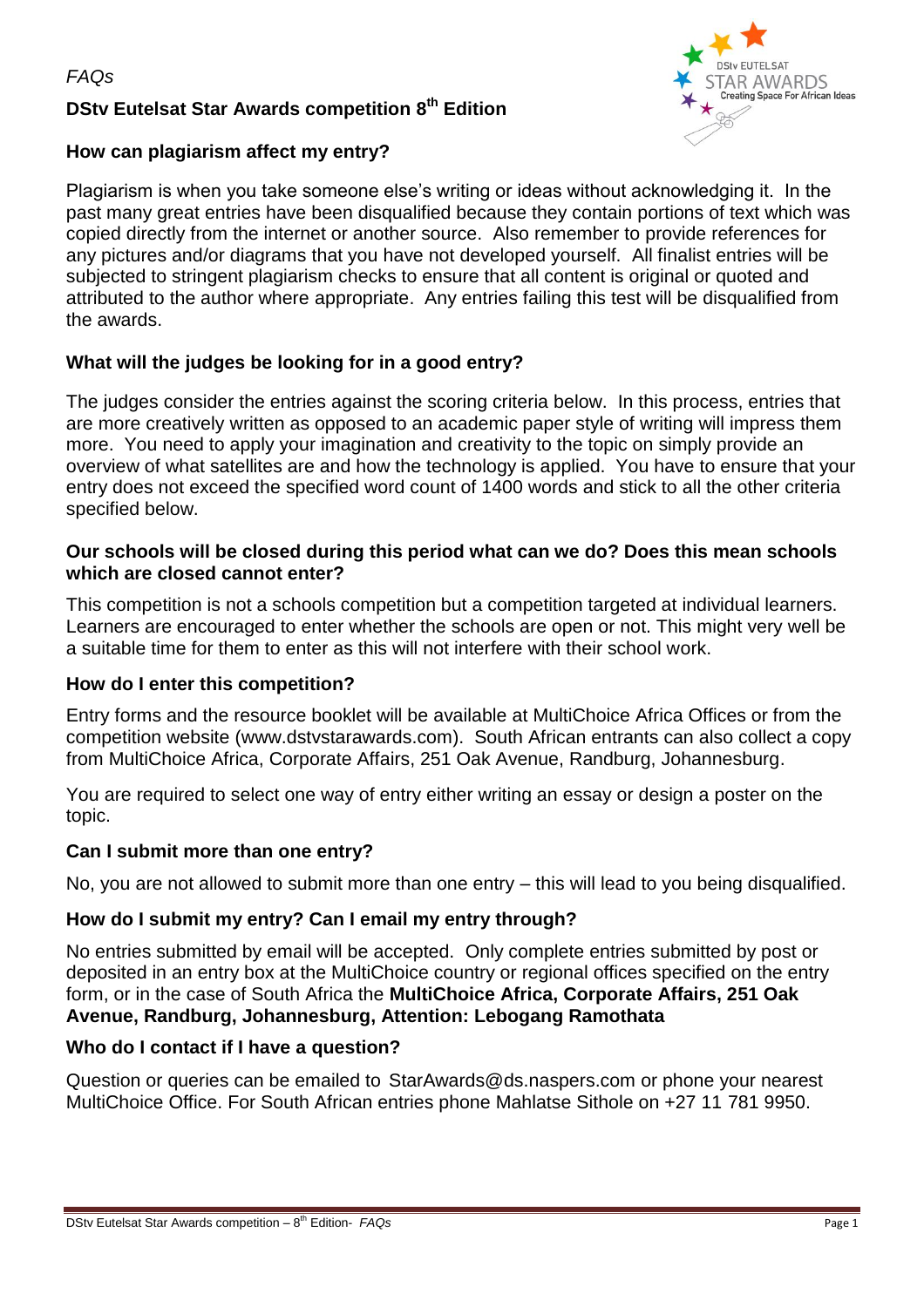*FAQs*

# DStv Eutelsat Star Awards competition 8th Edition

DStv EUTELSAT STAR AWARDS
Creating Space For African Ideas

### How can plagiarism affect my entry?

Plagiarism is when you take someone else's writing or ideas without acknowledging it. In the past many great entries have been disqualified because they contain portions of text which was copied directly from the internet or another source. Also remember to provide references for any pictures and/or diagrams that you have not developed yourself. All finalist entries will be subjected to stringent plagiarism checks to ensure that all content is original or quoted and attributed to the author where appropriate. Any entries failing this test will be disqualified from the awards.

### What will the judges be looking for in a good entry?

The judges consider the entries against the scoring criteria below. In this process, entries that are more creatively written as opposed to an academic paper style of writing will impress them more. You need to apply your imagination and creativity to the topic on simply provide an overview of what satellites are and how the technology is applied. You have to ensure that your entry does not exceed the specified word count of 1400 words and stick to all the other criteria specified below.

### Our schools will be closed during this period what can we do? Does this mean schools which are closed cannot enter?

This competition is not a schools competition but a competition targeted at individual learners. Learners are encouraged to enter whether the schools are open or not. This might very well be a suitable time for them to enter as this will not interfere with their school work.

### How do I enter this competition?

Entry forms and the resource booklet will be available at MultiChoice Africa Offices or from the competition website (www.dstvstarawards.com). South African entrants can also collect a copy from MultiChoice Africa, Corporate Affairs, 251 Oak Avenue, Randburg, Johannesburg.

You are required to select one way of entry either writing an essay or design a poster on the topic.

### Can I submit more than one entry?

No, you are not allowed to submit more than one entry – this will lead to you being disqualified.

### How do I submit my entry? Can I email my entry through?

No entries submitted by email will be accepted. Only complete entries submitted by post or deposited in an entry box at the MultiChoice country or regional offices specified on the entry form, or in the case of South Africa the **MultiChoice Africa, Corporate Affairs, 251 Oak Avenue, Randburg, Johannesburg, Attention: Lebogang Ramothata**

### Who do I contact if I have a question?

Question or queries can be emailed to StarAwards@ds.naspers.com or phone your nearest MultiChoice Office. For South African entries phone Mahlatse Sithole on +27 11 781 9950.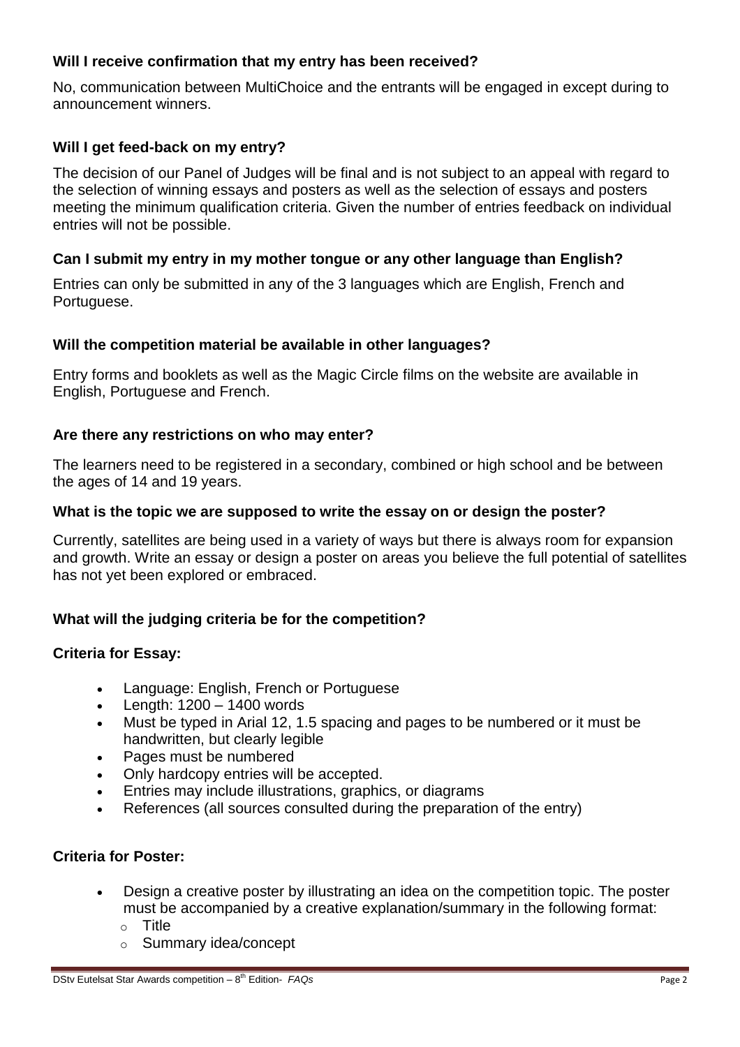**Will I receive confirmation that my entry has been received?**

No, communication between MultiChoice and the entrants will be engaged in except during to announcement winners.

**Will I get feed-back on my entry?**

The decision of our Panel of Judges will be final and is not subject to an appeal with regard to the selection of winning essays and posters as well as the selection of essays and posters meeting the minimum qualification criteria. Given the number of entries feedback on individual entries will not be possible.

**Can I submit my entry in my mother tongue or any other language than English?**

Entries can only be submitted in any of the 3 languages which are English, French and Portuguese.

**Will the competition material be available in other languages?**

Entry forms and booklets as well as the Magic Circle films on the website are available in English, Portuguese and French.

**Are there any restrictions on who may enter?**

The learners need to be registered in a secondary, combined or high school and be between the ages of 14 and 19 years.

**What is the topic we are supposed to write the essay on or design the poster?**

Currently, satellites are being used in a variety of ways but there is always room for expansion and growth. Write an essay or design a poster on areas you believe the full potential of satellites has not yet been explored or embraced.

**What will the judging criteria be for the competition?**

**Criteria for Essay:**

- Language: English, French or Portuguese
- Length: 1200 – 1400 words
- Must be typed in Arial 12, 1.5 spacing and pages to be numbered or it must be handwritten, but clearly legible
- Pages must be numbered
- Only hardcopy entries will be accepted.
- Entries may include illustrations, graphics, or diagrams
- References (all sources consulted during the preparation of the entry)

**Criteria for Poster:**

- Design a creative poster by illustrating an idea on the competition topic. The poster must be accompanied by a creative explanation/summary in the following format:
  - Title
  - Summary idea/concept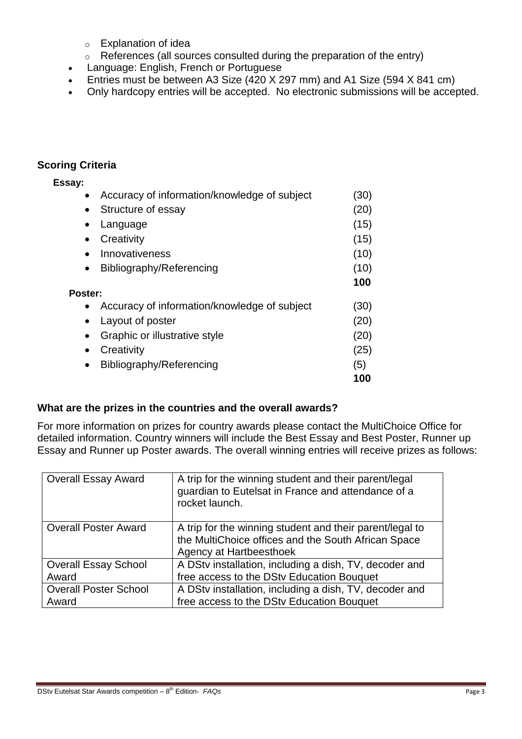- Explanation of idea
  - References (all sources consulted during the preparation of the entry)
- Language: English, French or Portuguese
- Entries must be between A3 Size (420 X 297 mm) and A1 Size (594 X 841 cm)
- Only hardcopy entries will be accepted. No electronic submissions will be accepted.

### Scoring Criteria

**Essay:**

- Accuracy of information/knowledge of subject (30)
- Structure of essay (20)
- Language (15)
- Creativity (15)
- Innovativeness (10)
- Bibliography/Referencing (10)

**100**

**Poster:**

- Accuracy of information/knowledge of subject (30)
- Layout of poster (20)
- Graphic or illustrative style (20)
- Creativity (25)
- Bibliography/Referencing (5)

**100**

### What are the prizes in the countries and the overall awards?

For more information on prizes for country awards please contact the MultiChoice Office for detailed information. Country winners will include the Best Essay and Best Poster, Runner up Essay and Runner up Poster awards. The overall winning entries will receive prizes as follows:

| | |
|---|---|
| Overall Essay Award | A trip for the winning student and their parent/legal guardian to Eutelsat in France and attendance of a rocket launch. |
| Overall Poster Award | A trip for the winning student and their parent/legal to the MultiChoice offices and the South African Space Agency at Hartbeesthoek |
| Overall Essay School Award | A DStv installation, including a dish, TV, decoder and free access to the DStv Education Bouquet |
| Overall Poster School Award | A DStv installation, including a dish, TV, decoder and free access to the DStv Education Bouquet |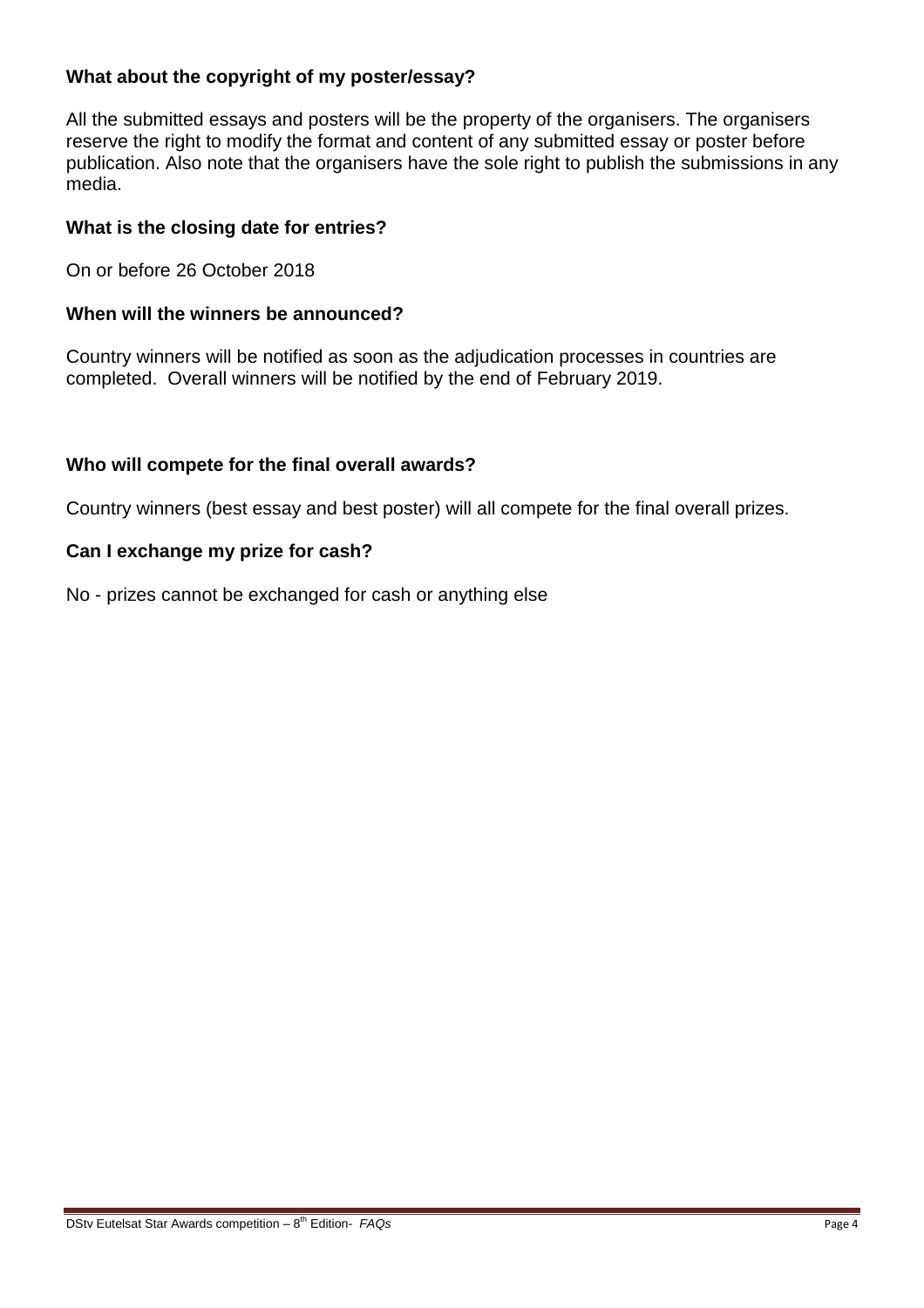**What about the copyright of my poster/essay?**

All the submitted essays and posters will be the property of the organisers. The organisers reserve the right to modify the format and content of any submitted essay or poster before publication. Also note that the organisers have the sole right to publish the submissions in any media.

**What is the closing date for entries?**

On or before 26 October 2018

**When will the winners be announced?**

Country winners will be notified as soon as the adjudication processes in countries are completed. Overall winners will be notified by the end of February 2019.

**Who will compete for the final overall awards?**

Country winners (best essay and best poster) will all compete for the final overall prizes.

**Can I exchange my prize for cash?**

No - prizes cannot be exchanged for cash or anything else